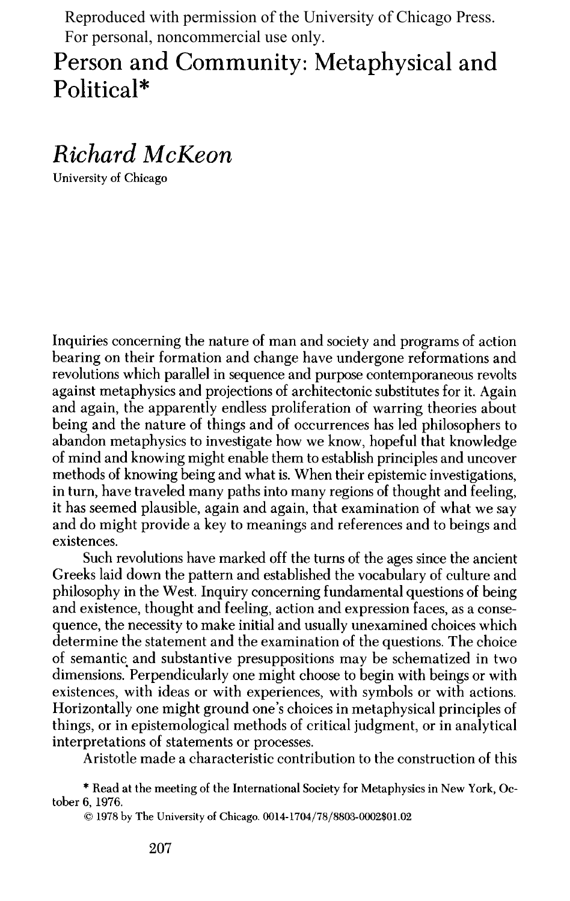Reproduced with permission of the University of Chicago Press.
For personal, noncommercial use only.

# Person and Community: Metaphysical and Political*

## *Richard McKeon*

University of Chicago

Inquiries concerning the nature of man and society and programs of action bearing on their formation and change have undergone reformations and revolutions which parallel in sequence and purpose contemporaneous revolts against metaphysics and projections of architectonic substitutes for it. Again and again, the apparently endless proliferation of warring theories about being and the nature of things and of occurrences has led philosophers to abandon metaphysics to investigate how we know, hopeful that knowledge of mind and knowing might enable them to establish principles and uncover methods of knowing being and what is. When their epistemic investigations, in turn, have traveled many paths into many regions of thought and feeling, it has seemed plausible, again and again, that examination of what we say and do might provide a key to meanings and references and to beings and existences.

Such revolutions have marked off the turns of the ages since the ancient Greeks laid down the pattern and established the vocabulary of culture and philosophy in the West. Inquiry concerning fundamental questions of being and existence, thought and feeling, action and expression faces, as a consequence, the necessity to make initial and usually unexamined choices which determine the statement and the examination of the questions. The choice of semantic and substantive presuppositions may be schematized in two dimensions. Perpendicularly one might choose to begin with beings or with existences, with ideas or with experiences, with symbols or with actions. Horizontally one might ground one's choices in metaphysical principles of things, or in epistemological methods of critical judgment, or in analytical interpretations of statements or processes.

Aristotle made a characteristic contribution to the construction of this

\* Read at the meeting of the International Society for Metaphysics in New York, October 6, 1976.

© 1978 by The University of Chicago. 0014-1704/78/8803-0002$01.02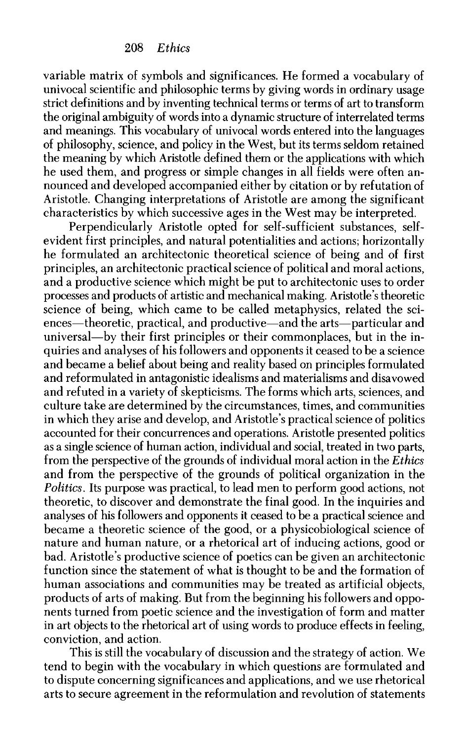variable matrix of symbols and significances. He formed a vocabulary of univocal scientific and philosophic terms by giving words in ordinary usage strict definitions and by inventing technical terms or terms of art to transform the original ambiguity of words into a dynamic structure of interrelated terms and meanings. This vocabulary of univocal words entered into the languages of philosophy, science, and policy in the West, but its terms seldom retained the meaning by which Aristotle defined them or the applications with which he used them, and progress or simple changes in all fields were often announced and developed accompanied either by citation or by refutation of Aristotle. Changing interpretations of Aristotle are among the significant characteristics by which successive ages in the West may be interpreted.

Perpendicularly Aristotle opted for self-sufficient substances, self-evident first principles, and natural potentialities and actions; horizontally he formulated an architectonic theoretical science of being and of first principles, an architectonic practical science of political and moral actions, and a productive science which might be put to architectonic uses to order processes and products of artistic and mechanical making. Aristotle's theoretic science of being, which came to be called metaphysics, related the sciences—theoretic, practical, and productive—and the arts—particular and universal—by their first principles or their commonplaces, but in the inquiries and analyses of his followers and opponents it ceased to be a science and became a belief about being and reality based on principles formulated and reformulated in antagonistic idealisms and materialisms and disavowed and refuted in a variety of skepticisms. The forms which arts, sciences, and culture take are determined by the circumstances, times, and communities in which they arise and develop, and Aristotle's practical science of politics accounted for their concurrences and operations. Aristotle presented politics as a single science of human action, individual and social, treated in two parts, from the perspective of the grounds of individual moral action in the *Ethics* and from the perspective of the grounds of political organization in the *Politics*. Its purpose was practical, to lead men to perform good actions, not theoretic, to discover and demonstrate the final good. In the inquiries and analyses of his followers and opponents it ceased to be a practical science and became a theoretic science of the good, or a physicobiological science of nature and human nature, or a rhetorical art of inducing actions, good or bad. Aristotle's productive science of poetics can be given an architectonic function since the statement of what is thought to be and the formation of human associations and communities may be treated as artificial objects, products of arts of making. But from the beginning his followers and opponents turned from poetic science and the investigation of form and matter in art objects to the rhetorical art of using words to produce effects in feeling, conviction, and action.

This is still the vocabulary of discussion and the strategy of action. We tend to begin with the vocabulary in which questions are formulated and to dispute concerning significances and applications, and we use rhetorical arts to secure agreement in the reformulation and revolution of statements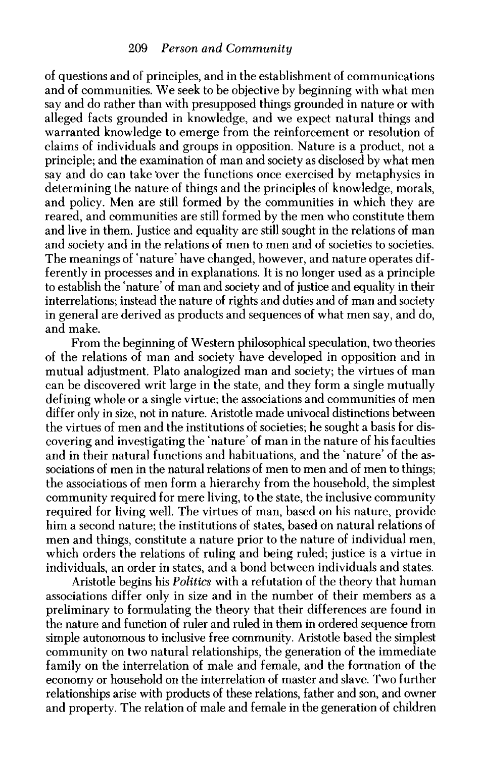of questions and of principles, and in the establishment of communications and of communities. We seek to be objective by beginning with what men say and do rather than with presupposed things grounded in nature or with alleged facts grounded in knowledge, and we expect natural things and warranted knowledge to emerge from the reinforcement or resolution of claims of individuals and groups in opposition. Nature is a product, not a principle; and the examination of man and society as disclosed by what men say and do can take over the functions once exercised by metaphysics in determining the nature of things and the principles of knowledge, morals, and policy. Men are still formed by the communities in which they are reared, and communities are still formed by the men who constitute them and live in them. Justice and equality are still sought in the relations of man and society and in the relations of men to men and of societies to societies. The meanings of 'nature' have changed, however, and nature operates differently in processes and in explanations. It is no longer used as a principle to establish the 'nature' of man and society and of justice and equality in their interrelations; instead the nature of rights and duties and of man and society in general are derived as products and sequences of what men say, and do, and make.

From the beginning of Western philosophical speculation, two theories of the relations of man and society have developed in opposition and in mutual adjustment. Plato analogized man and society; the virtues of man can be discovered writ large in the state, and they form a single mutually defining whole or a single virtue; the associations and communities of men differ only in size, not in nature. Aristotle made univocal distinctions between the virtues of men and the institutions of societies; he sought a basis for discovering and investigating the 'nature' of man in the nature of his faculties and in their natural functions and habituations, and the 'nature' of the associations of men in the natural relations of men to men and of men to things; the associations of men form a hierarchy from the household, the simplest community required for mere living, to the state, the inclusive community required for living well. The virtues of man, based on his nature, provide him a second nature; the institutions of states, based on natural relations of men and things, constitute a nature prior to the nature of individual men, which orders the relations of ruling and being ruled; justice is a virtue in individuals, an order in states, and a bond between individuals and states.

Aristotle begins his *Politics* with a refutation of the theory that human associations differ only in size and in the number of their members as a preliminary to formulating the theory that their differences are found in the nature and function of ruler and ruled in them in ordered sequence from simple autonomous to inclusive free community. Aristotle based the simplest community on two natural relationships, the generation of the immediate family on the interrelation of male and female, and the formation of the economy or household on the interrelation of master and slave. Two further relationships arise with products of these relations, father and son, and owner and property. The relation of male and female in the generation of children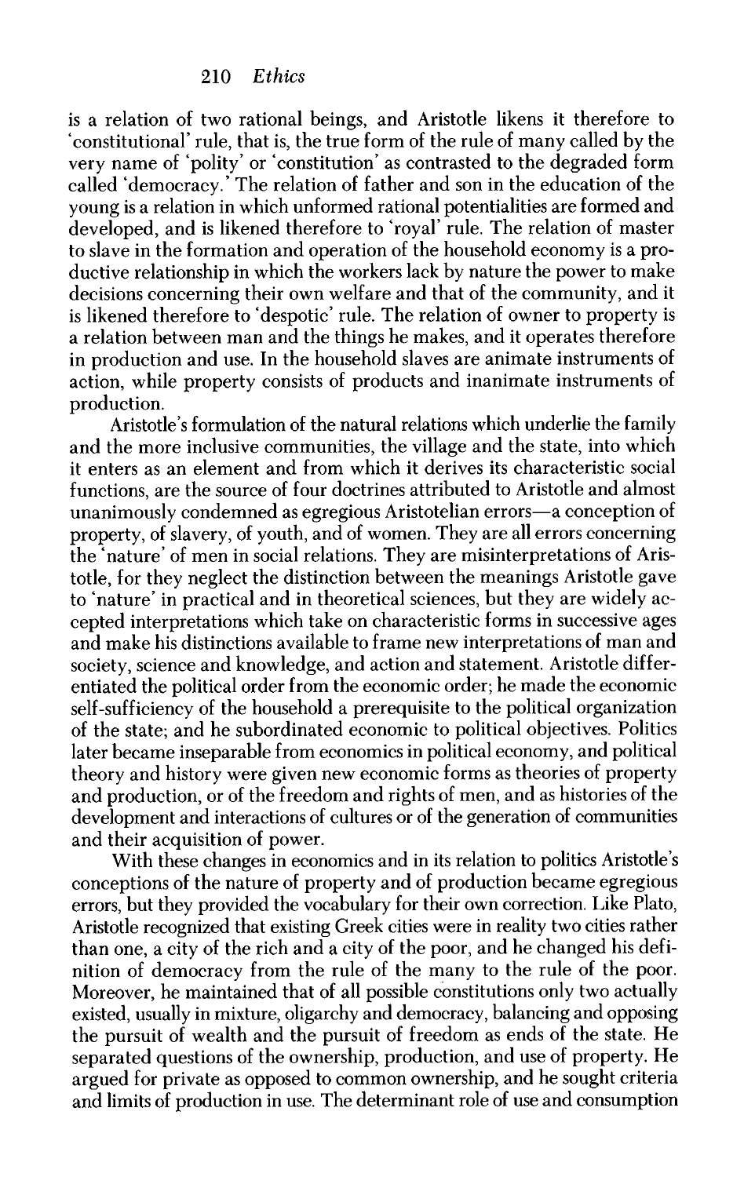is a relation of two rational beings, and Aristotle likens it therefore to 'constitutional' rule, that is, the true form of the rule of many called by the very name of 'polity' or 'constitution' as contrasted to the degraded form called 'democracy.' The relation of father and son in the education of the young is a relation in which unformed rational potentialities are formed and developed, and is likened therefore to 'royal' rule. The relation of master to slave in the formation and operation of the household economy is a productive relationship in which the workers lack by nature the power to make decisions concerning their own welfare and that of the community, and it is likened therefore to 'despotic' rule. The relation of owner to property is a relation between man and the things he makes, and it operates therefore in production and use. In the household slaves are animate instruments of action, while property consists of products and inanimate instruments of production.

Aristotle's formulation of the natural relations which underlie the family and the more inclusive communities, the village and the state, into which it enters as an element and from which it derives its characteristic social functions, are the source of four doctrines attributed to Aristotle and almost unanimously condemned as egregious Aristotelian errors—a conception of property, of slavery, of youth, and of women. They are all errors concerning the 'nature' of men in social relations. They are misinterpretations of Aristotle, for they neglect the distinction between the meanings Aristotle gave to 'nature' in practical and in theoretical sciences, but they are widely accepted interpretations which take on characteristic forms in successive ages and make his distinctions available to frame new interpretations of man and society, science and knowledge, and action and statement. Aristotle differentiated the political order from the economic order; he made the economic self-sufficiency of the household a prerequisite to the political organization of the state; and he subordinated economic to political objectives. Politics later became inseparable from economics in political economy, and political theory and history were given new economic forms as theories of property and production, or of the freedom and rights of men, and as histories of the development and interactions of cultures or of the generation of communities and their acquisition of power.

With these changes in economics and in its relation to politics Aristotle's conceptions of the nature of property and of production became egregious errors, but they provided the vocabulary for their own correction. Like Plato, Aristotle recognized that existing Greek cities were in reality two cities rather than one, a city of the rich and a city of the poor, and he changed his definition of democracy from the rule of the many to the rule of the poor. Moreover, he maintained that of all possible constitutions only two actually existed, usually in mixture, oligarchy and democracy, balancing and opposing the pursuit of wealth and the pursuit of freedom as ends of the state. He separated questions of the ownership, production, and use of property. He argued for private as opposed to common ownership, and he sought criteria and limits of production in use. The determinant role of use and consumption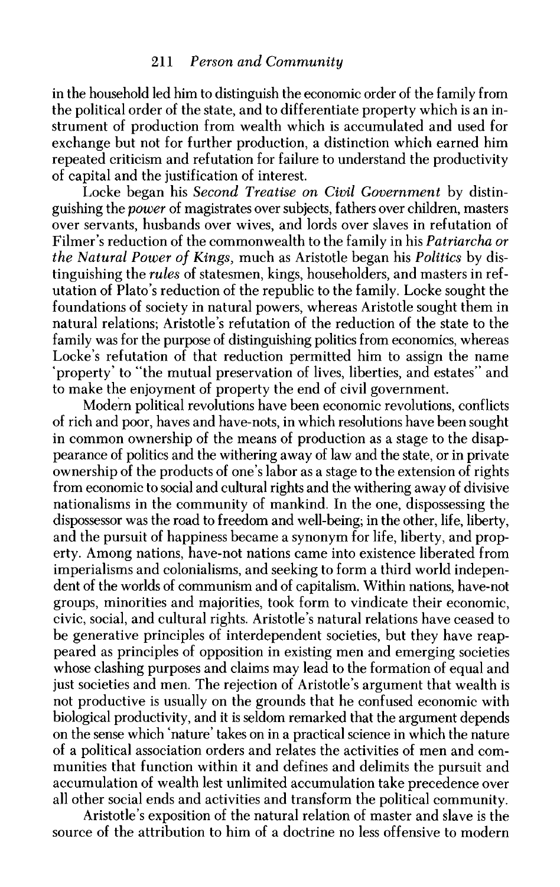in the household led him to distinguish the economic order of the family from the political order of the state, and to differentiate property which is an instrument of production from wealth which is accumulated and used for exchange but not for further production, a distinction which earned him repeated criticism and refutation for failure to understand the productivity of capital and the justification of interest.

Locke began his *Second Treatise on Civil Government* by distinguishing the *power* of magistrates over subjects, fathers over children, masters over servants, husbands over wives, and lords over slaves in refutation of Filmer's reduction of the commonwealth to the family in his *Patriarcha or the Natural Power of Kings*, much as Aristotle began his *Politics* by distinguishing the *rules* of statesmen, kings, householders, and masters in refutation of Plato's reduction of the republic to the family. Locke sought the foundations of society in natural powers, whereas Aristotle sought them in natural relations; Aristotle's refutation of the reduction of the state to the family was for the purpose of distinguishing politics from economics, whereas Locke's refutation of that reduction permitted him to assign the name 'property' to "the mutual preservation of lives, liberties, and estates" and to make the enjoyment of property the end of civil government.

Modern political revolutions have been economic revolutions, conflicts of rich and poor, haves and have-nots, in which resolutions have been sought in common ownership of the means of production as a stage to the disappearance of politics and the withering away of law and the state, or in private ownership of the products of one's labor as a stage to the extension of rights from economic to social and cultural rights and the withering away of divisive nationalisms in the community of mankind. In the one, dispossessing the dispossessor was the road to freedom and well-being; in the other, life, liberty, and the pursuit of happiness became a synonym for life, liberty, and property. Among nations, have-not nations came into existence liberated from imperialisms and colonialisms, and seeking to form a third world independent of the worlds of communism and of capitalism. Within nations, have-not groups, minorities and majorities, took form to vindicate their economic, civic, social, and cultural rights. Aristotle's natural relations have ceased to be generative principles of interdependent societies, but they have reappeared as principles of opposition in existing men and emerging societies whose clashing purposes and claims may lead to the formation of equal and just societies and men. The rejection of Aristotle's argument that wealth is not productive is usually on the grounds that he confused economic with biological productivity, and it is seldom remarked that the argument depends on the sense which 'nature' takes on in a practical science in which the nature of a political association orders and relates the activities of men and communities that function within it and defines and delimits the pursuit and accumulation of wealth lest unlimited accumulation take precedence over all other social ends and activities and transform the political community.

Aristotle's exposition of the natural relation of master and slave is the source of the attribution to him of a doctrine no less offensive to modern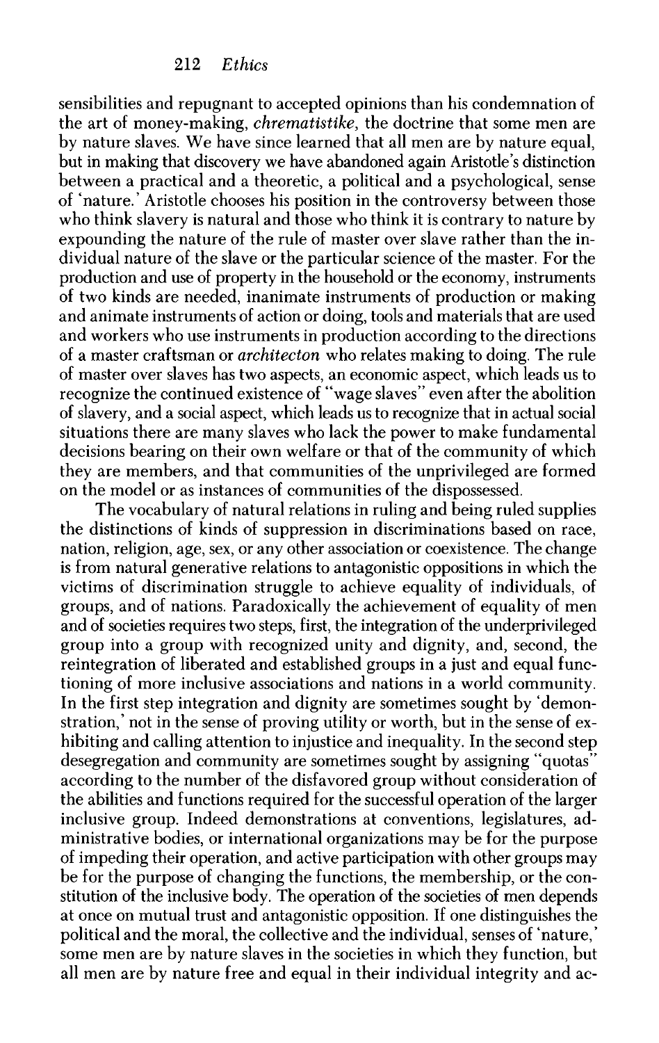sensibilities and repugnant to accepted opinions than his condemnation of the art of money-making, *chrematistike*, the doctrine that some men are by nature slaves. We have since learned that all men are by nature equal, but in making that discovery we have abandoned again Aristotle's distinction between a practical and a theoretic, a political and a psychological, sense of 'nature.' Aristotle chooses his position in the controversy between those who think slavery is natural and those who think it is contrary to nature by expounding the nature of the rule of master over slave rather than the individual nature of the slave or the particular science of the master. For the production and use of property in the household or the economy, instruments of two kinds are needed, inanimate instruments of production or making and animate instruments of action or doing, tools and materials that are used and workers who use instruments in production according to the directions of a master craftsman or *architecton* who relates making to doing. The rule of master over slaves has two aspects, an economic aspect, which leads us to recognize the continued existence of "wage slaves" even after the abolition of slavery, and a social aspect, which leads us to recognize that in actual social situations there are many slaves who lack the power to make fundamental decisions bearing on their own welfare or that of the community of which they are members, and that communities of the unprivileged are formed on the model or as instances of communities of the dispossessed.

The vocabulary of natural relations in ruling and being ruled supplies the distinctions of kinds of suppression in discriminations based on race, nation, religion, age, sex, or any other association or coexistence. The change is from natural generative relations to antagonistic oppositions in which the victims of discrimination struggle to achieve equality of individuals, of groups, and of nations. Paradoxically the achievement of equality of men and of societies requires two steps, first, the integration of the underprivileged group into a group with recognized unity and dignity, and, second, the reintegration of liberated and established groups in a just and equal functioning of more inclusive associations and nations in a world community. In the first step integration and dignity are sometimes sought by 'demonstration,' not in the sense of proving utility or worth, but in the sense of exhibiting and calling attention to injustice and inequality. In the second step desegregation and community are sometimes sought by assigning "quotas" according to the number of the disfavored group without consideration of the abilities and functions required for the successful operation of the larger inclusive group. Indeed demonstrations at conventions, legislatures, administrative bodies, or international organizations may be for the purpose of impeding their operation, and active participation with other groups may be for the purpose of changing the functions, the membership, or the constitution of the inclusive body. The operation of the societies of men depends at once on mutual trust and antagonistic opposition. If one distinguishes the political and the moral, the collective and the individual, senses of 'nature,' some men are by nature slaves in the societies in which they function, but all men are by nature free and equal in their individual integrity and ac-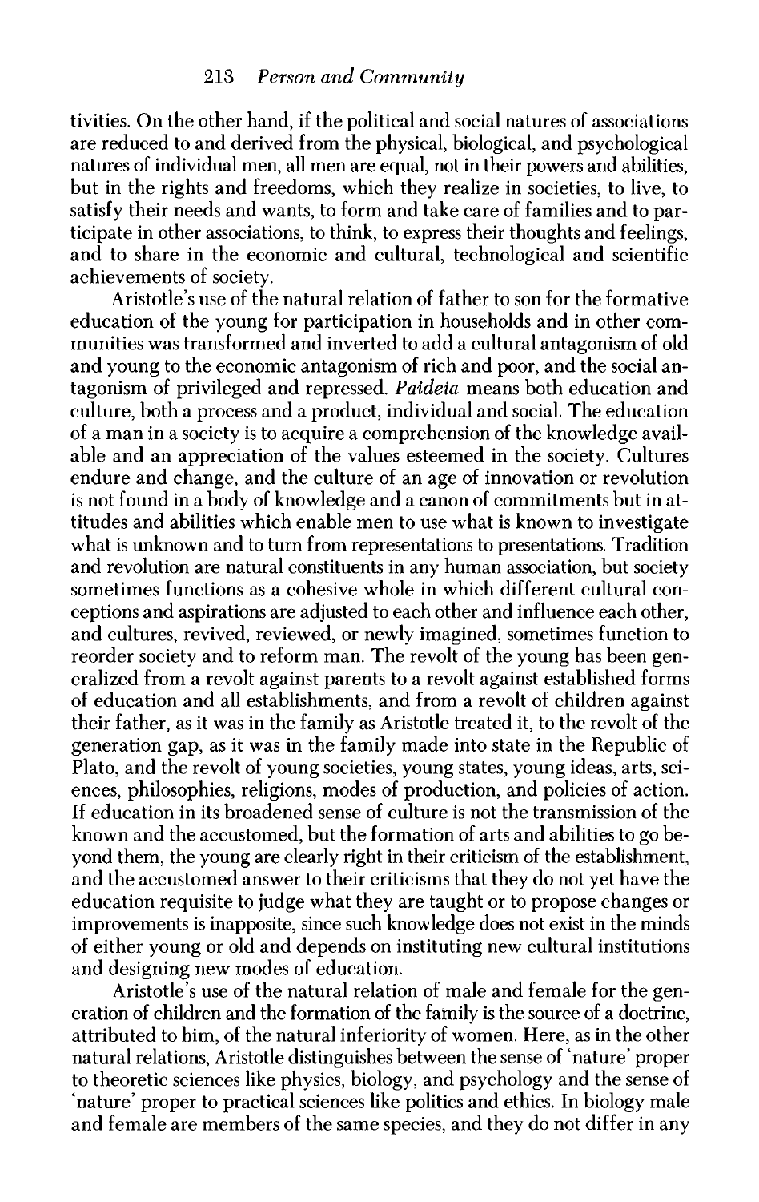tivities. On the other hand, if the political and social natures of associations are reduced to and derived from the physical, biological, and psychological natures of individual men, all men are equal, not in their powers and abilities, but in the rights and freedoms, which they realize in societies, to live, to satisfy their needs and wants, to form and take care of families and to participate in other associations, to think, to express their thoughts and feelings, and to share in the economic and cultural, technological and scientific achievements of society.

Aristotle's use of the natural relation of father to son for the formative education of the young for participation in households and in other communities was transformed and inverted to add a cultural antagonism of old and young to the economic antagonism of rich and poor, and the social antagonism of privileged and repressed. *Paideia* means both education and culture, both a process and a product, individual and social. The education of a man in a society is to acquire a comprehension of the knowledge available and an appreciation of the values esteemed in the society. Cultures endure and change, and the culture of an age of innovation or revolution is not found in a body of knowledge and a canon of commitments but in attitudes and abilities which enable men to use what is known to investigate what is unknown and to turn from representations to presentations. Tradition and revolution are natural constituents in any human association, but society sometimes functions as a cohesive whole in which different cultural conceptions and aspirations are adjusted to each other and influence each other, and cultures, revived, reviewed, or newly imagined, sometimes function to reorder society and to reform man. The revolt of the young has been generalized from a revolt against parents to a revolt against established forms of education and all establishments, and from a revolt of children against their father, as it was in the family as Aristotle treated it, to the revolt of the generation gap, as it was in the family made into state in the Republic of Plato, and the revolt of young societies, young states, young ideas, arts, sciences, philosophies, religions, modes of production, and policies of action. If education in its broadened sense of culture is not the transmission of the known and the accustomed, but the formation of arts and abilities to go beyond them, the young are clearly right in their criticism of the establishment, and the accustomed answer to their criticisms that they do not yet have the education requisite to judge what they are taught or to propose changes or improvements is inapposite, since such knowledge does not exist in the minds of either young or old and depends on instituting new cultural institutions and designing new modes of education.

Aristotle's use of the natural relation of male and female for the generation of children and the formation of the family is the source of a doctrine, attributed to him, of the natural inferiority of women. Here, as in the other natural relations, Aristotle distinguishes between the sense of 'nature' proper to theoretic sciences like physics, biology, and psychology and the sense of 'nature' proper to practical sciences like politics and ethics. In biology male and female are members of the same species, and they do not differ in any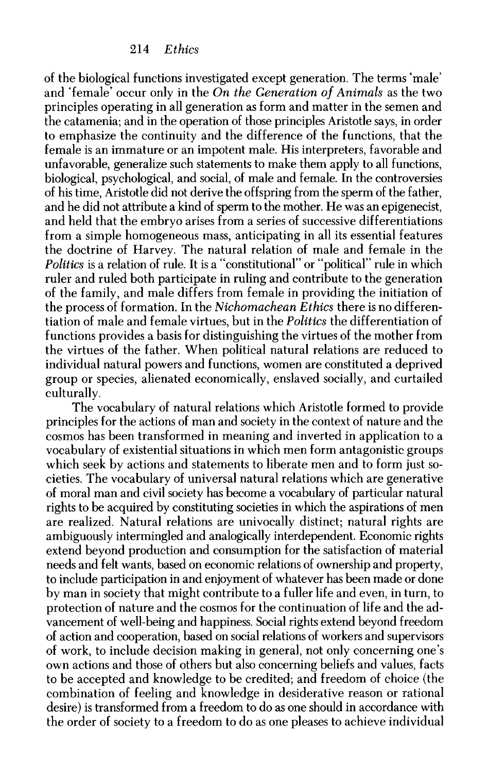of the biological functions investigated except generation. The terms 'male' and 'female' occur only in the *On the Generation of Animals* as the two principles operating in all generation as form and matter in the semen and the catamenia; and in the operation of those principles Aristotle says, in order to emphasize the continuity and the difference of the functions, that the female is an immature or an impotent male. His interpreters, favorable and unfavorable, generalize such statements to make them apply to all functions, biological, psychological, and social, of male and female. In the controversies of his time, Aristotle did not derive the offspring from the sperm of the father, and he did not attribute a kind of sperm to the mother. He was an epigenecist, and held that the embryo arises from a series of successive differentiations from a simple homogeneous mass, anticipating in all its essential features the doctrine of Harvey. The natural relation of male and female in the *Politics* is a relation of rule. It is a "constitutional" or "political" rule in which ruler and ruled both participate in ruling and contribute to the generation of the family, and male differs from female in providing the initiation of the process of formation. In the *Nichomachean Ethics* there is no differentiation of male and female virtues, but in the *Politics* the differentiation of functions provides a basis for distinguishing the virtues of the mother from the virtues of the father. When political natural relations are reduced to individual natural powers and functions, women are constituted a deprived group or species, alienated economically, enslaved socially, and curtailed culturally.

The vocabulary of natural relations which Aristotle formed to provide principles for the actions of man and society in the context of nature and the cosmos has been transformed in meaning and inverted in application to a vocabulary of existential situations in which men form antagonistic groups which seek by actions and statements to liberate men and to form just societies. The vocabulary of universal natural relations which are generative of moral man and civil society has become a vocabulary of particular natural rights to be acquired by constituting societies in which the aspirations of men are realized. Natural relations are univocally distinct; natural rights are ambiguously intermingled and analogically interdependent. Economic rights extend beyond production and consumption for the satisfaction of material needs and felt wants, based on economic relations of ownership and property, to include participation in and enjoyment of whatever has been made or done by man in society that might contribute to a fuller life and even, in turn, to protection of nature and the cosmos for the continuation of life and the advancement of well-being and happiness. Social rights extend beyond freedom of action and cooperation, based on social relations of workers and supervisors of work, to include decision making in general, not only concerning one's own actions and those of others but also concerning beliefs and values, facts to be accepted and knowledge to be credited; and freedom of choice (the combination of feeling and knowledge in desiderative reason or rational desire) is transformed from a freedom to do as one should in accordance with the order of society to a freedom to do as one pleases to achieve individual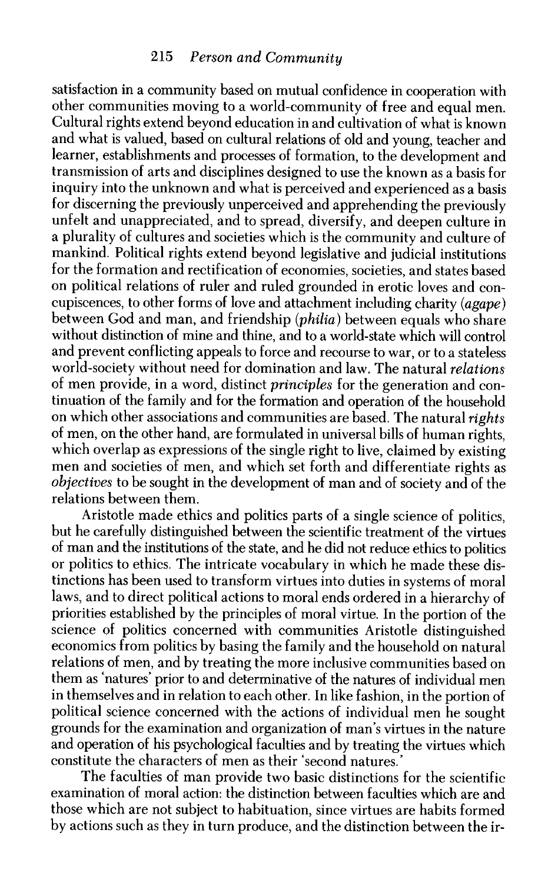satisfaction in a community based on mutual confidence in cooperation with other communities moving to a world-community of free and equal men. Cultural rights extend beyond education in and cultivation of what is known and what is valued, based on cultural relations of old and young, teacher and learner, establishments and processes of formation, to the development and transmission of arts and disciplines designed to use the known as a basis for inquiry into the unknown and what is perceived and experienced as a basis for discerning the previously unperceived and apprehending the previously unfelt and unappreciated, and to spread, diversify, and deepen culture in a plurality of cultures and societies which is the community and culture of mankind. Political rights extend beyond legislative and judicial institutions for the formation and rectification of economies, societies, and states based on political relations of ruler and ruled grounded in erotic loves and concupiscences, to other forms of love and attachment including charity (*agape*) between God and man, and friendship (*philia*) between equals who share without distinction of mine and thine, and to a world-state which will control and prevent conflicting appeals to force and recourse to war, or to a stateless world-society without need for domination and law. The natural *relations* of men provide, in a word, distinct *principles* for the generation and continuation of the family and for the formation and operation of the household on which other associations and communities are based. The natural *rights* of men, on the other hand, are formulated in universal bills of human rights, which overlap as expressions of the single right to live, claimed by existing men and societies of men, and which set forth and differentiate rights as *objectives* to be sought in the development of man and of society and of the relations between them.

Aristotle made ethics and politics parts of a single science of politics, but he carefully distinguished between the scientific treatment of the virtues of man and the institutions of the state, and he did not reduce ethics to politics or politics to ethics. The intricate vocabulary in which he made these distinctions has been used to transform virtues into duties in systems of moral laws, and to direct political actions to moral ends ordered in a hierarchy of priorities established by the principles of moral virtue. In the portion of the science of politics concerned with communities Aristotle distinguished economics from politics by basing the family and the household on natural relations of men, and by treating the more inclusive communities based on them as 'natures' prior to and determinative of the natures of individual men in themselves and in relation to each other. In like fashion, in the portion of political science concerned with the actions of individual men he sought grounds for the examination and organization of man's virtues in the nature and operation of his psychological faculties and by treating the virtues which constitute the characters of men as their 'second natures.'

The faculties of man provide two basic distinctions for the scientific examination of moral action: the distinction between faculties which are and those which are not subject to habituation, since virtues are habits formed by actions such as they in turn produce, and the distinction between the ir-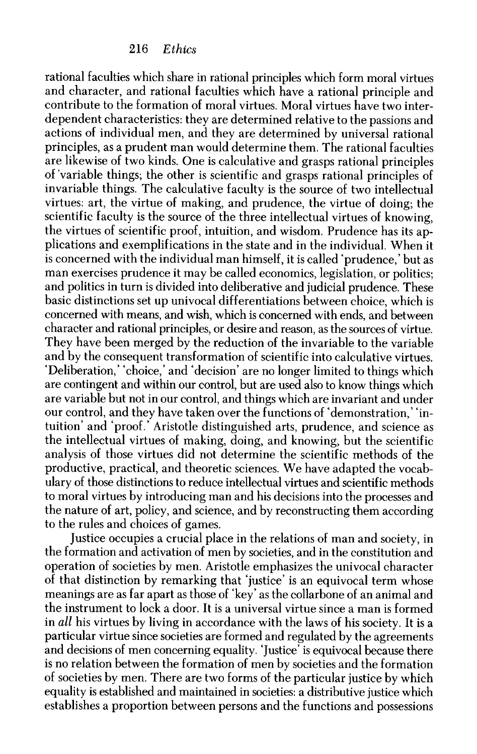rational faculties which share in rational principles which form moral virtues and character, and rational faculties which have a rational principle and contribute to the formation of moral virtues. Moral virtues have two interdependent characteristics: they are determined relative to the passions and actions of individual men, and they are determined by universal rational principles, as a prudent man would determine them. The rational faculties are likewise of two kinds. One is calculative and grasps rational principles of variable things; the other is scientific and grasps rational principles of invariable things. The calculative faculty is the source of two intellectual virtues: art, the virtue of making, and prudence, the virtue of doing; the scientific faculty is the source of the three intellectual virtues of knowing, the virtues of scientific proof, intuition, and wisdom. Prudence has its applications and exemplifications in the state and in the individual. When it is concerned with the individual man himself, it is called 'prudence,' but as man exercises prudence it may be called economics, legislation, or politics; and politics in turn is divided into deliberative and judicial prudence. These basic distinctions set up univocal differentiations between choice, which is concerned with means, and wish, which is concerned with ends, and between character and rational principles, or desire and reason, as the sources of virtue. They have been merged by the reduction of the invariable to the variable and by the consequent transformation of scientific into calculative virtues. 'Deliberation,' 'choice,' and 'decision' are no longer limited to things which are contingent and within our control, but are used also to know things which are variable but not in our control, and things which are invariant and under our control, and they have taken over the functions of 'demonstration,' 'intuition' and 'proof.' Aristotle distinguished arts, prudence, and science as the intellectual virtues of making, doing, and knowing, but the scientific analysis of those virtues did not determine the scientific methods of the productive, practical, and theoretic sciences. We have adapted the vocabulary of those distinctions to reduce intellectual virtues and scientific methods to moral virtues by introducing man and his decisions into the processes and the nature of art, policy, and science, and by reconstructing them according to the rules and choices of games.

Justice occupies a crucial place in the relations of man and society, in the formation and activation of men by societies, and in the constitution and operation of societies by men. Aristotle emphasizes the univocal character of that distinction by remarking that 'justice' is an equivocal term whose meanings are as far apart as those of 'key' as the collarbone of an animal and the instrument to lock a door. It is a universal virtue since a man is formed in *all* his virtues by living in accordance with the laws of his society. It is a particular virtue since societies are formed and regulated by the agreements and decisions of men concerning equality. 'Justice' is equivocal because there is no relation between the formation of men by societies and the formation of societies by men. There are two forms of the particular justice by which equality is established and maintained in societies: a distributive justice which establishes a proportion between persons and the functions and possessions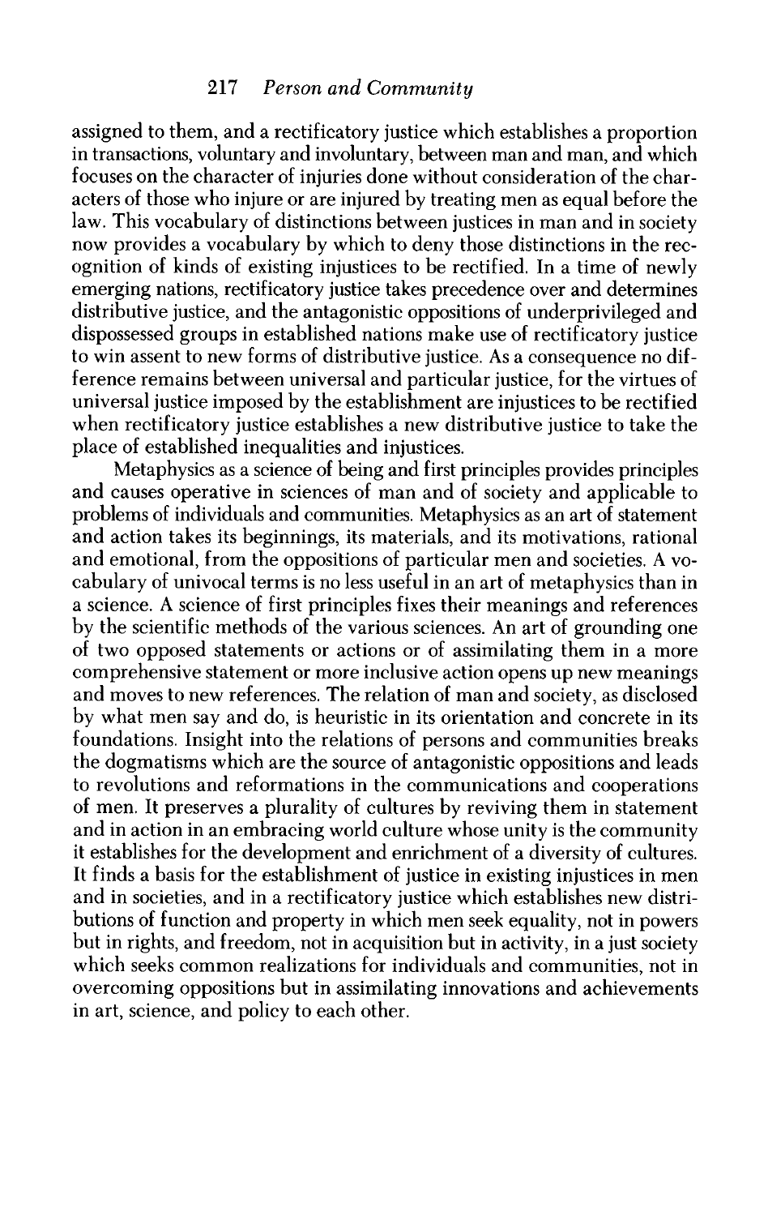assigned to them, and a rectificatory justice which establishes a proportion in transactions, voluntary and involuntary, between man and man, and which focuses on the character of injuries done without consideration of the characters of those who injure or are injured by treating men as equal before the law. This vocabulary of distinctions between justices in man and in society now provides a vocabulary by which to deny those distinctions in the recognition of kinds of existing injustices to be rectified. In a time of newly emerging nations, rectificatory justice takes precedence over and determines distributive justice, and the antagonistic oppositions of underprivileged and dispossessed groups in established nations make use of rectificatory justice to win assent to new forms of distributive justice. As a consequence no difference remains between universal and particular justice, for the virtues of universal justice imposed by the establishment are injustices to be rectified when rectificatory justice establishes a new distributive justice to take the place of established inequalities and injustices.

Metaphysics as a science of being and first principles provides principles and causes operative in sciences of man and of society and applicable to problems of individuals and communities. Metaphysics as an art of statement and action takes its beginnings, its materials, and its motivations, rational and emotional, from the oppositions of particular men and societies. A vocabulary of univocal terms is no less useful in an art of metaphysics than in a science. A science of first principles fixes their meanings and references by the scientific methods of the various sciences. An art of grounding one of two opposed statements or actions or of assimilating them in a more comprehensive statement or more inclusive action opens up new meanings and moves to new references. The relation of man and society, as disclosed by what men say and do, is heuristic in its orientation and concrete in its foundations. Insight into the relations of persons and communities breaks the dogmatisms which are the source of antagonistic oppositions and leads to revolutions and reformations in the communications and cooperations of men. It preserves a plurality of cultures by reviving them in statement and in action in an embracing world culture whose unity is the community it establishes for the development and enrichment of a diversity of cultures. It finds a basis for the establishment of justice in existing injustices in men and in societies, and in a rectificatory justice which establishes new distributions of function and property in which men seek equality, not in powers but in rights, and freedom, not in acquisition but in activity, in a just society which seeks common realizations for individuals and communities, not in overcoming oppositions but in assimilating innovations and achievements in art, science, and policy to each other.